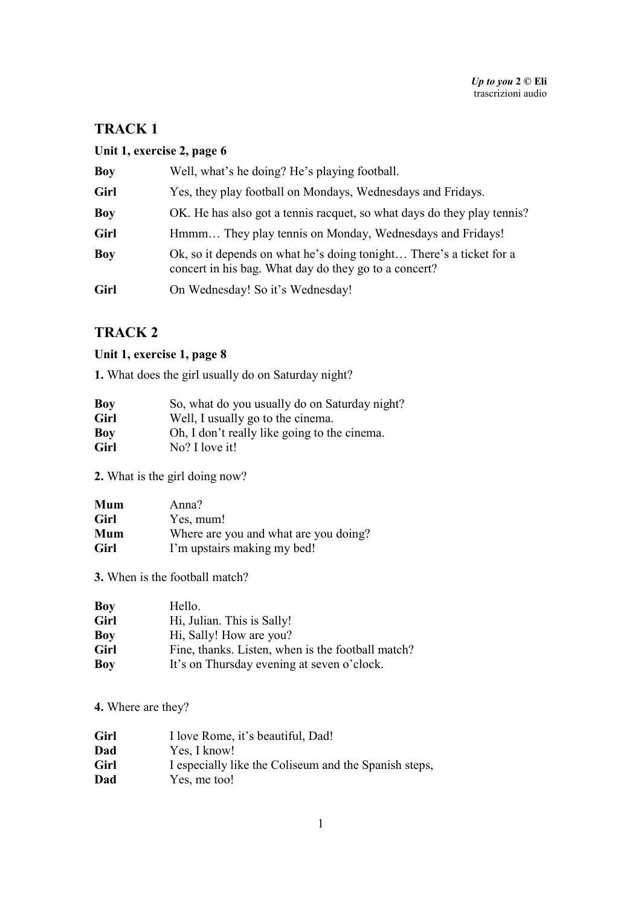## TRACK 1

### Unit 1, exercise 2, page 6

**Boy** Well, what's he doing? He's playing football.

**Girl** Yes, they play football on Mondays, Wednesdays and Fridays.

**Boy** OK. He has also got a tennis racquet, so what days do they play tennis?

**Girl** Hmmm… They play tennis on Monday, Wednesdays and Fridays!

**Boy** Ok, so it depends on what he's doing tonight… There's a ticket for a concert in his bag. What day do they go to a concert?

**Girl** On Wednesday! So it's Wednesday!

## TRACK 2

### Unit 1, exercise 1, page 8

**1.** What does the girl usually do on Saturday night?

**Boy** So, what do you usually do on Saturday night?
**Girl** Well, I usually go to the cinema.
**Boy** Oh, I don't really like going to the cinema.
**Girl** No? I love it!

**2.** What is the girl doing now?

**Mum** Anna?
**Girl** Yes, mum!
**Mum** Where are you and what are you doing?
**Girl** I'm upstairs making my bed!

**3.** When is the football match?

**Boy** Hello.
**Girl** Hi, Julian. This is Sally!
**Boy** Hi, Sally! How are you?
**Girl** Fine, thanks. Listen, when is the football match?
**Boy** It's on Thursday evening at seven o'clock.

**4.** Where are they?

**Girl** I love Rome, it's beautiful, Dad!
**Dad** Yes, I know!
**Girl** I especially like the Coliseum and the Spanish steps,
**Dad** Yes, me too!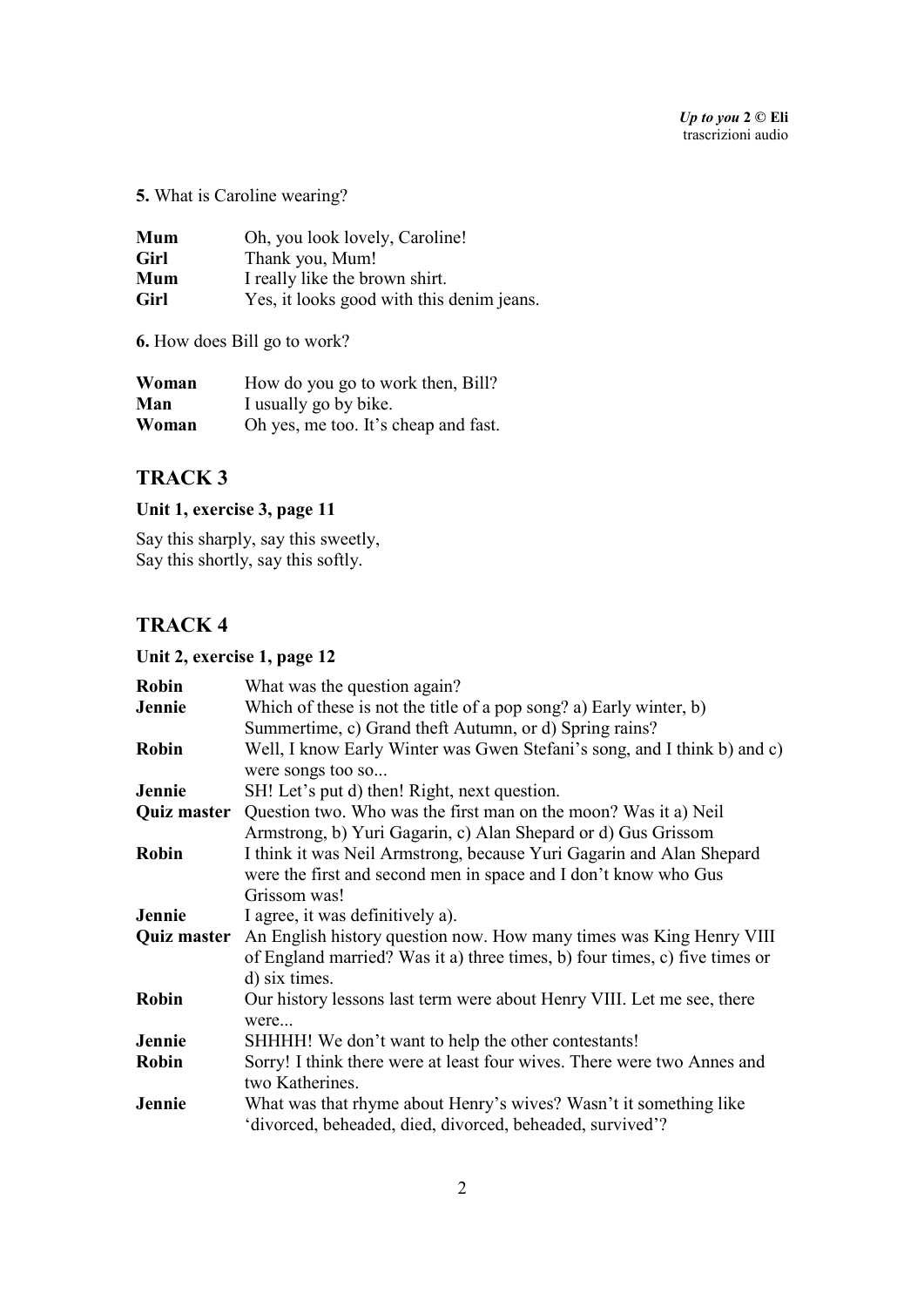**5.** What is Caroline wearing?

| | |
|---|---|
| **Mum** | Oh, you look lovely, Caroline! |
| **Girl** | Thank you, Mum! |
| **Mum** | I really like the brown shirt. |
| **Girl** | Yes, it looks good with this denim jeans. |

**6.** How does Bill go to work?

| | |
|---|---|
| **Woman** | How do you go to work then, Bill? |
| **Man** | I usually go by bike. |
| **Woman** | Oh yes, me too. It's cheap and fast. |

## TRACK 3

### Unit 1, exercise 3, page 11

Say this sharply, say this sweetly,
Say this shortly, say this softly.

## TRACK 4

### Unit 2, exercise 1, page 12

| | |
|---|---|
| **Robin** | What was the question again? |
| **Jennie** | Which of these is not the title of a pop song? a) Early winter, b) Summertime, c) Grand theft Autumn, or d) Spring rains? |
| **Robin** | Well, I know Early Winter was Gwen Stefani's song, and I think b) and c) were songs too so... |
| **Jennie** | SH! Let's put d) then! Right, next question. |
| **Quiz master** | Question two. Who was the first man on the moon? Was it a) Neil Armstrong, b) Yuri Gagarin, c) Alan Shepard or d) Gus Grissom |
| **Robin** | I think it was Neil Armstrong, because Yuri Gagarin and Alan Shepard were the first and second men in space and I don't know who Gus Grissom was! |
| **Jennie** | I agree, it was definitively a). |
| **Quiz master** | An English history question now. How many times was King Henry VIII of England married? Was it a) three times, b) four times, c) five times or d) six times. |
| **Robin** | Our history lessons last term were about Henry VIII. Let me see, there were... |
| **Jennie** | SHHHH! We don't want to help the other contestants! |
| **Robin** | Sorry! I think there were at least four wives. There were two Annes and two Katherines. |
| **Jennie** | What was that rhyme about Henry's wives? Wasn't it something like 'divorced, beheaded, died, divorced, beheaded, survived'? |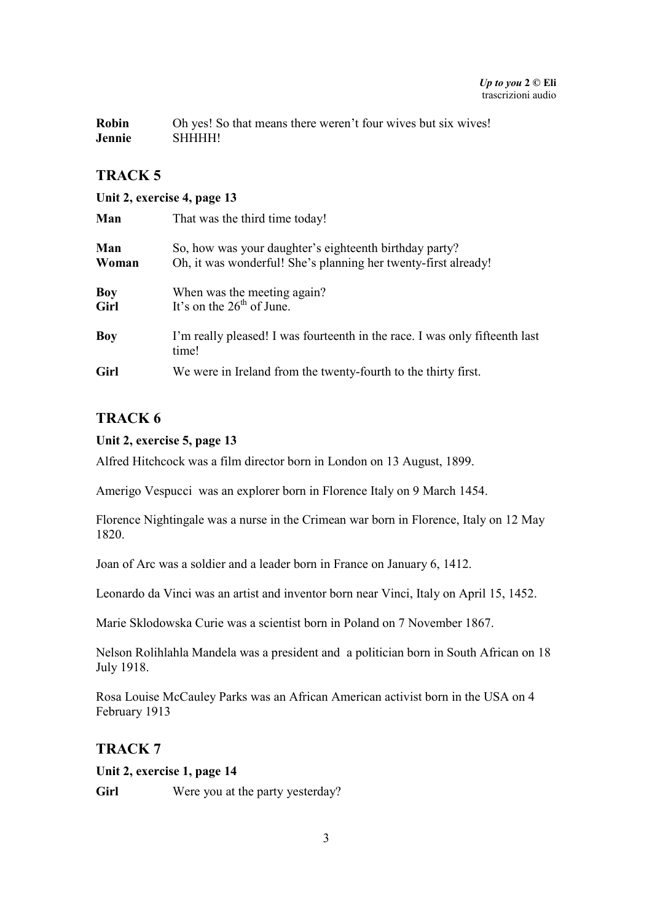| | |
|---|---|
| **Robin** | Oh yes! So that means there weren't four wives but six wives! |
| **Jennie** | SHHHH! |

## TRACK 5

**Unit 2, exercise 4, page 13**

| | |
|---|---|
| **Man** | That was the third time today! |
| **Man** | So, how was your daughter's eighteenth birthday party? |
| **Woman** | Oh, it was wonderful! She's planning her twenty-first already! |
| **Boy** | When was the meeting again? |
| **Girl** | It's on the 26th of June. |
| **Boy** | I'm really pleased! I was fourteenth in the race. I was only fifteenth last time! |
| **Girl** | We were in Ireland from the twenty-fourth to the thirty first. |

## TRACK 6

**Unit 2, exercise 5, page 13**

Alfred Hitchcock was a film director born in London on 13 August, 1899.

Amerigo Vespucci was an explorer born in Florence Italy on 9 March 1454.

Florence Nightingale was a nurse in the Crimean war born in Florence, Italy on 12 May 1820.

Joan of Arc was a soldier and a leader born in France on January 6, 1412.

Leonardo da Vinci was an artist and inventor born near Vinci, Italy on April 15, 1452.

Marie Sklodowska Curie was a scientist born in Poland on 7 November 1867.

Nelson Rolihlahla Mandela was a president and a politician born in South African on 18 July 1918.

Rosa Louise McCauley Parks was an African American activist born in the USA on 4 February 1913

## TRACK 7

**Unit 2, exercise 1, page 14**

| | |
|---|---|
| **Girl** | Were you at the party yesterday? |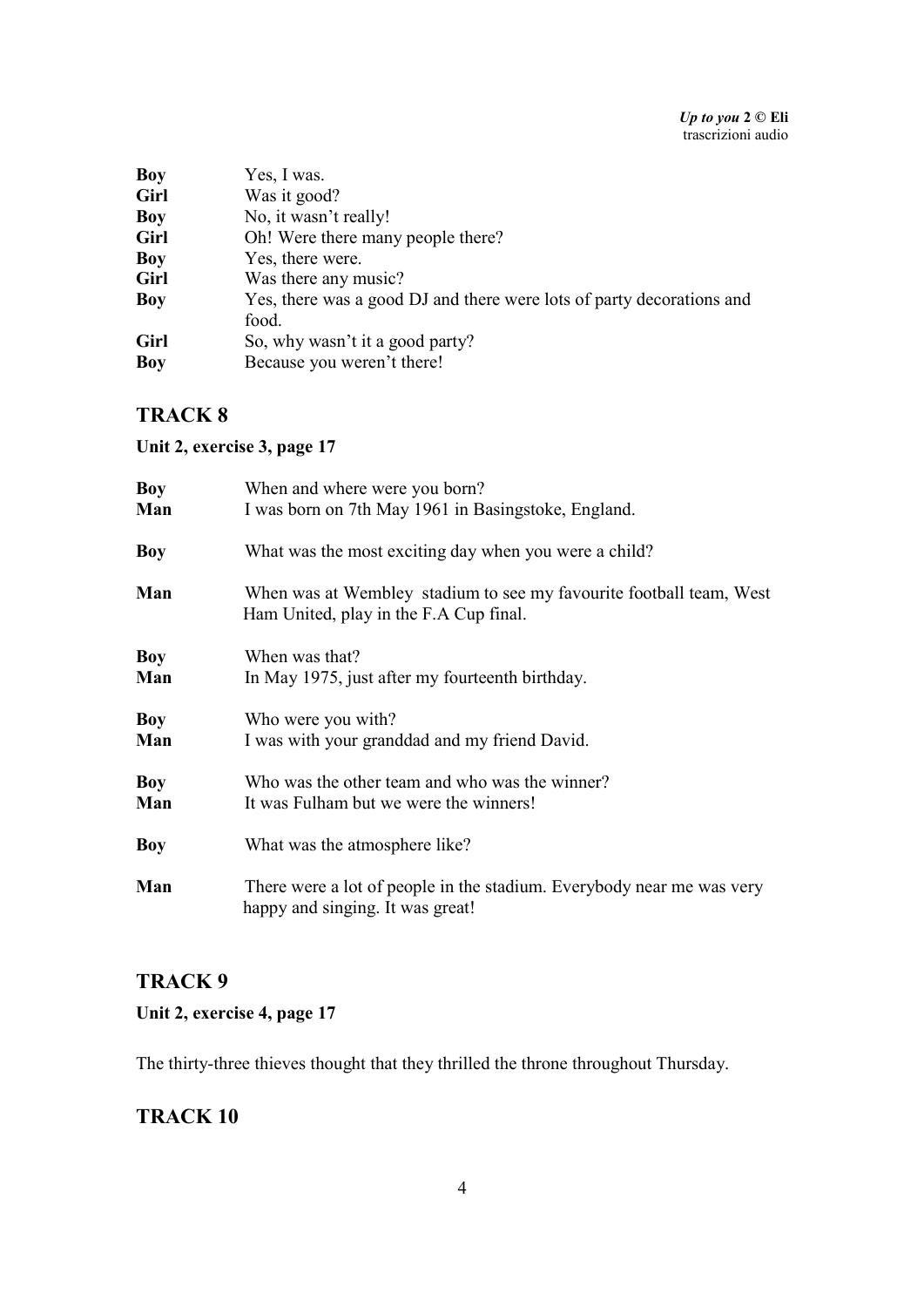| | |
|---|---|
| **Boy** | Yes, I was. |
| **Girl** | Was it good? |
| **Boy** | No, it wasn't really! |
| **Girl** | Oh! Were there many people there? |
| **Boy** | Yes, there were. |
| **Girl** | Was there any music? |
| **Boy** | Yes, there was a good DJ and there were lots of party decorations and food. |
| **Girl** | So, why wasn't it a good party? |
| **Boy** | Because you weren't there! |

## TRACK 8

**Unit 2, exercise 3, page 17**

| | |
|---|---|
| **Boy** | When and where were you born? |
| **Man** | I was born on 7th May 1961 in Basingstoke, England. |
| **Boy** | What was the most exciting day when you were a child? |
| **Man** | When was at Wembley stadium to see my favourite football team, West Ham United, play in the F.A Cup final. |
| **Boy** | When was that? |
| **Man** | In May 1975, just after my fourteenth birthday. |
| **Boy** | Who were you with? |
| **Man** | I was with your granddad and my friend David. |
| **Boy** | Who was the other team and who was the winner? |
| **Man** | It was Fulham but we were the winners! |
| **Boy** | What was the atmosphere like? |
| **Man** | There were a lot of people in the stadium. Everybody near me was very happy and singing. It was great! |

## TRACK 9

**Unit 2, exercise 4, page 17**

The thirty-three thieves thought that they thrilled the throne throughout Thursday.

## TRACK 10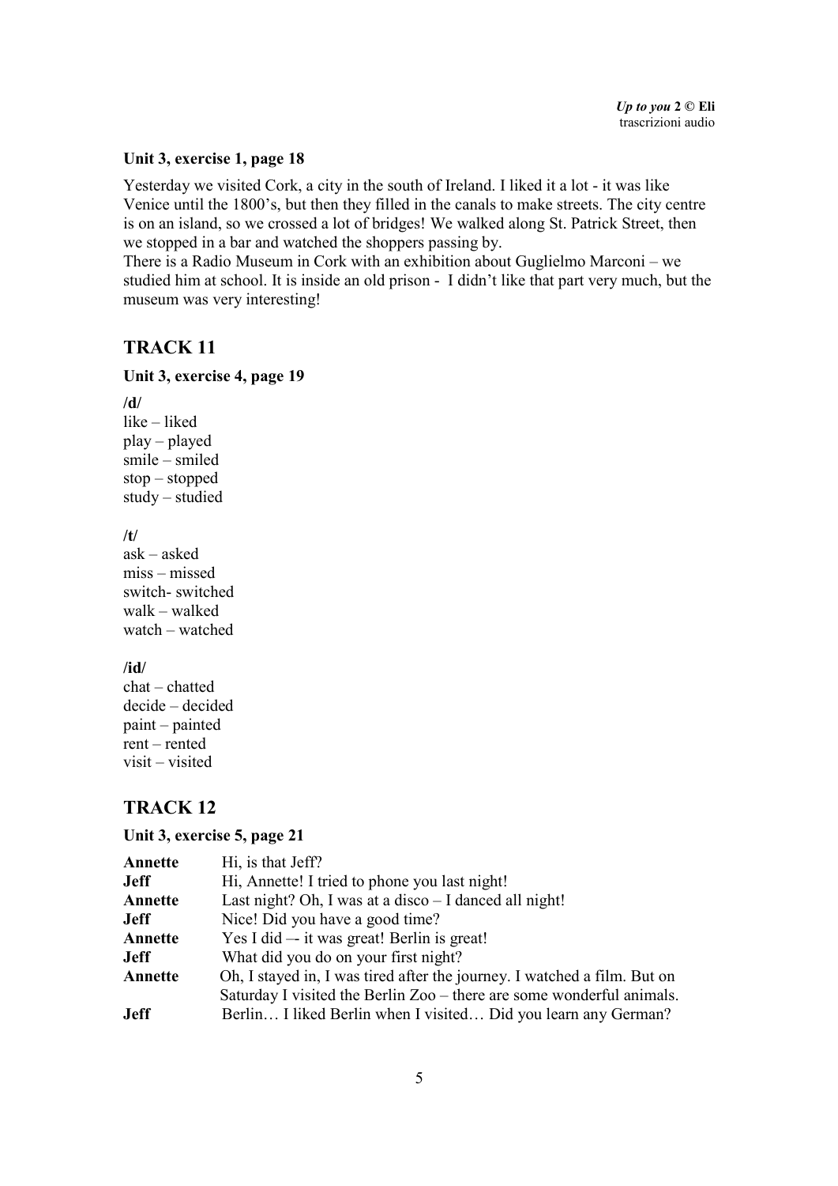**Unit 3, exercise 1, page 18**

Yesterday we visited Cork, a city in the south of Ireland. I liked it a lot - it was like Venice until the 1800's, but then they filled in the canals to make streets. The city centre is on an island, so we crossed a lot of bridges! We walked along St. Patrick Street, then we stopped in a bar and watched the shoppers passing by.
There is a Radio Museum in Cork with an exhibition about Guglielmo Marconi – we studied him at school. It is inside an old prison - I didn't like that part very much, but the museum was very interesting!

## TRACK 11

**Unit 3, exercise 4, page 19**

**/d/**
like – liked
play – played
smile – smiled
stop – stopped
study – studied

**/t/**
ask – asked
miss – missed
switch- switched
walk – walked
watch – watched

**/id/**
chat – chatted
decide – decided
paint – painted
rent – rented
visit – visited

## TRACK 12

**Unit 3, exercise 5, page 21**

| | |
|---|---|
| **Annette** | Hi, is that Jeff? |
| **Jeff** | Hi, Annette! I tried to phone you last night! |
| **Annette** | Last night? Oh, I was at a disco – I danced all night! |
| **Jeff** | Nice! Did you have a good time? |
| **Annette** | Yes I did –- it was great! Berlin is great! |
| **Jeff** | What did you do on your first night? |
| **Annette** | Oh, I stayed in, I was tired after the journey. I watched a film. But on Saturday I visited the Berlin Zoo – there are some wonderful animals. |
| **Jeff** | Berlin… I liked Berlin when I visited… Did you learn any German? |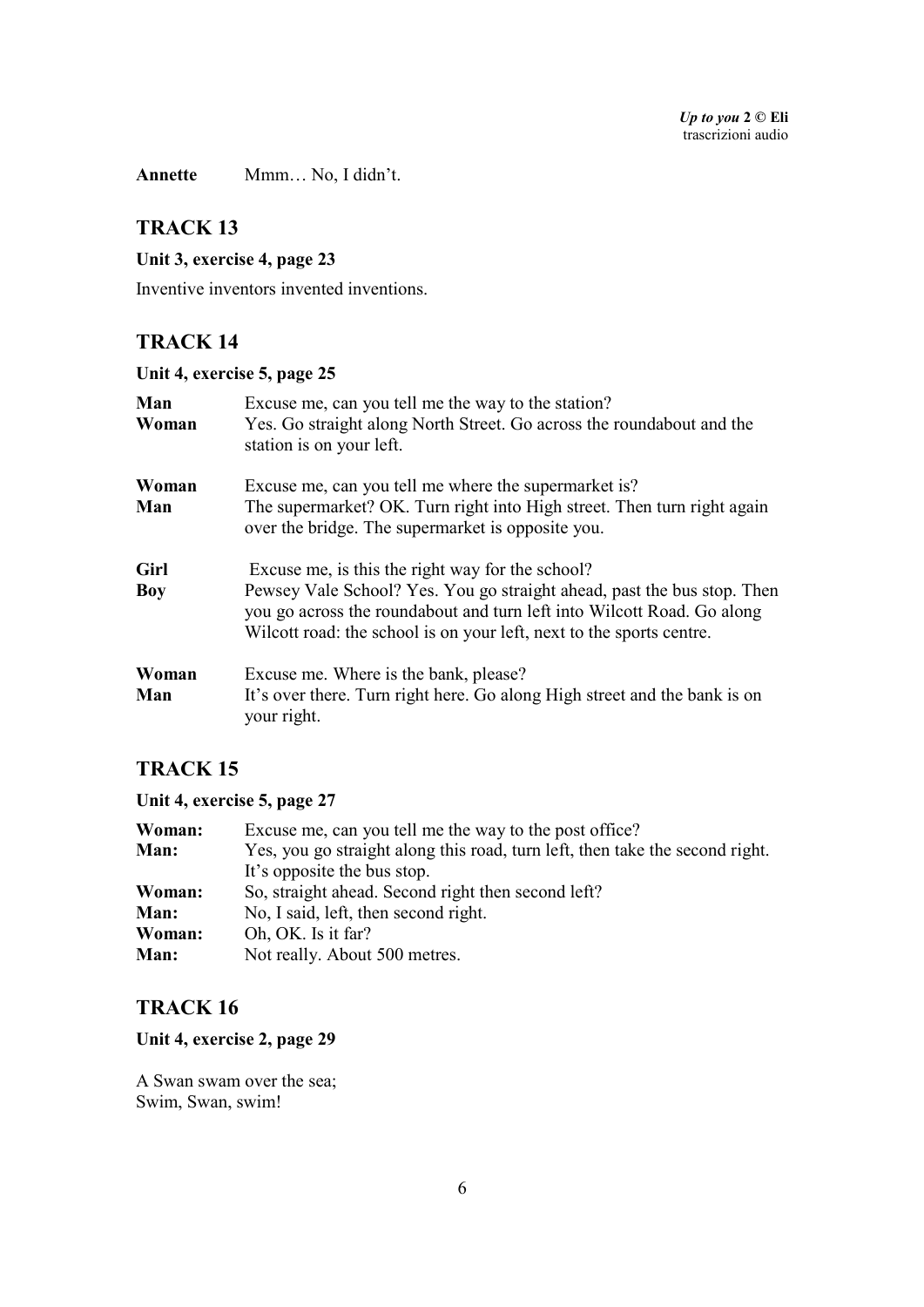**Annette** Mmm… No, I didn't.

## TRACK 13

**Unit 3, exercise 4, page 23**

Inventive inventors invented inventions.

## TRACK 14

**Unit 4, exercise 5, page 25**

**Man** Excuse me, can you tell me the way to the station?
**Woman** Yes. Go straight along North Street. Go across the roundabout and the station is on your left.

**Woman** Excuse me, can you tell me where the supermarket is?
**Man** The supermarket? OK. Turn right into High street. Then turn right again over the bridge. The supermarket is opposite you.

**Girl** Excuse me, is this the right way for the school?
**Boy** Pewsey Vale School? Yes. You go straight ahead, past the bus stop. Then you go across the roundabout and turn left into Wilcott Road. Go along Wilcott road: the school is on your left, next to the sports centre.

**Woman** Excuse me. Where is the bank, please?
**Man** It's over there. Turn right here. Go along High street and the bank is on your right.

## TRACK 15

**Unit 4, exercise 5, page 27**

**Woman:** Excuse me, can you tell me the way to the post office?
**Man:** Yes, you go straight along this road, turn left, then take the second right. It's opposite the bus stop.
**Woman:** So, straight ahead. Second right then second left?
**Man:** No, I said, left, then second right.
**Woman:** Oh, OK. Is it far?
**Man:** Not really. About 500 metres.

## TRACK 16

**Unit 4, exercise 2, page 29**

A Swan swam over the sea;
Swim, Swan, swim!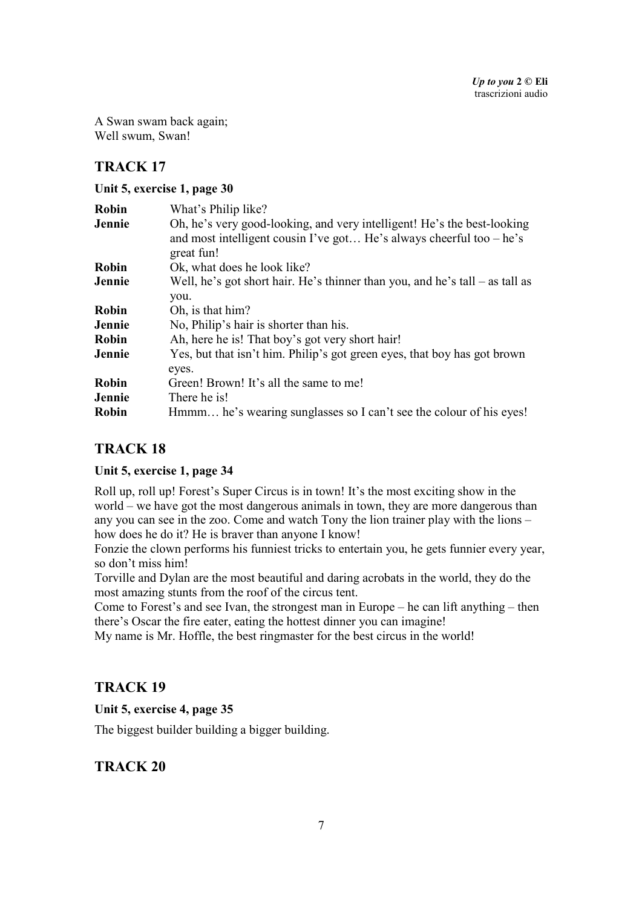A Swan swam back again;
Well swum, Swan!

## TRACK 17

**Unit 5, exercise 1, page 30**

| | |
|---|---|
| **Robin** | What's Philip like? |
| **Jennie** | Oh, he's very good-looking, and very intelligent! He's the best-looking and most intelligent cousin I've got… He's always cheerful too – he's great fun! |
| **Robin** | Ok, what does he look like? |
| **Jennie** | Well, he's got short hair. He's thinner than you, and he's tall – as tall as you. |
| **Robin** | Oh, is that him? |
| **Jennie** | No, Philip's hair is shorter than his. |
| **Robin** | Ah, here he is! That boy's got very short hair! |
| **Jennie** | Yes, but that isn't him. Philip's got green eyes, that boy has got brown eyes. |
| **Robin** | Green! Brown! It's all the same to me! |
| **Jennie** | There he is! |
| **Robin** | Hmmm… he's wearing sunglasses so I can't see the colour of his eyes! |

## TRACK 18

**Unit 5, exercise 1, page 34**

Roll up, roll up! Forest's Super Circus is in town! It's the most exciting show in the world – we have got the most dangerous animals in town, they are more dangerous than any you can see in the zoo. Come and watch Tony the lion trainer play with the lions – how does he do it? He is braver than anyone I know!

Fonzie the clown performs his funniest tricks to entertain you, he gets funnier every year, so don't miss him!

Torville and Dylan are the most beautiful and daring acrobats in the world, they do the most amazing stunts from the roof of the circus tent.

Come to Forest's and see Ivan, the strongest man in Europe – he can lift anything – then there's Oscar the fire eater, eating the hottest dinner you can imagine!

My name is Mr. Hoffle, the best ringmaster for the best circus in the world!

## TRACK 19

**Unit 5, exercise 4, page 35**

The biggest builder building a bigger building.

## TRACK 20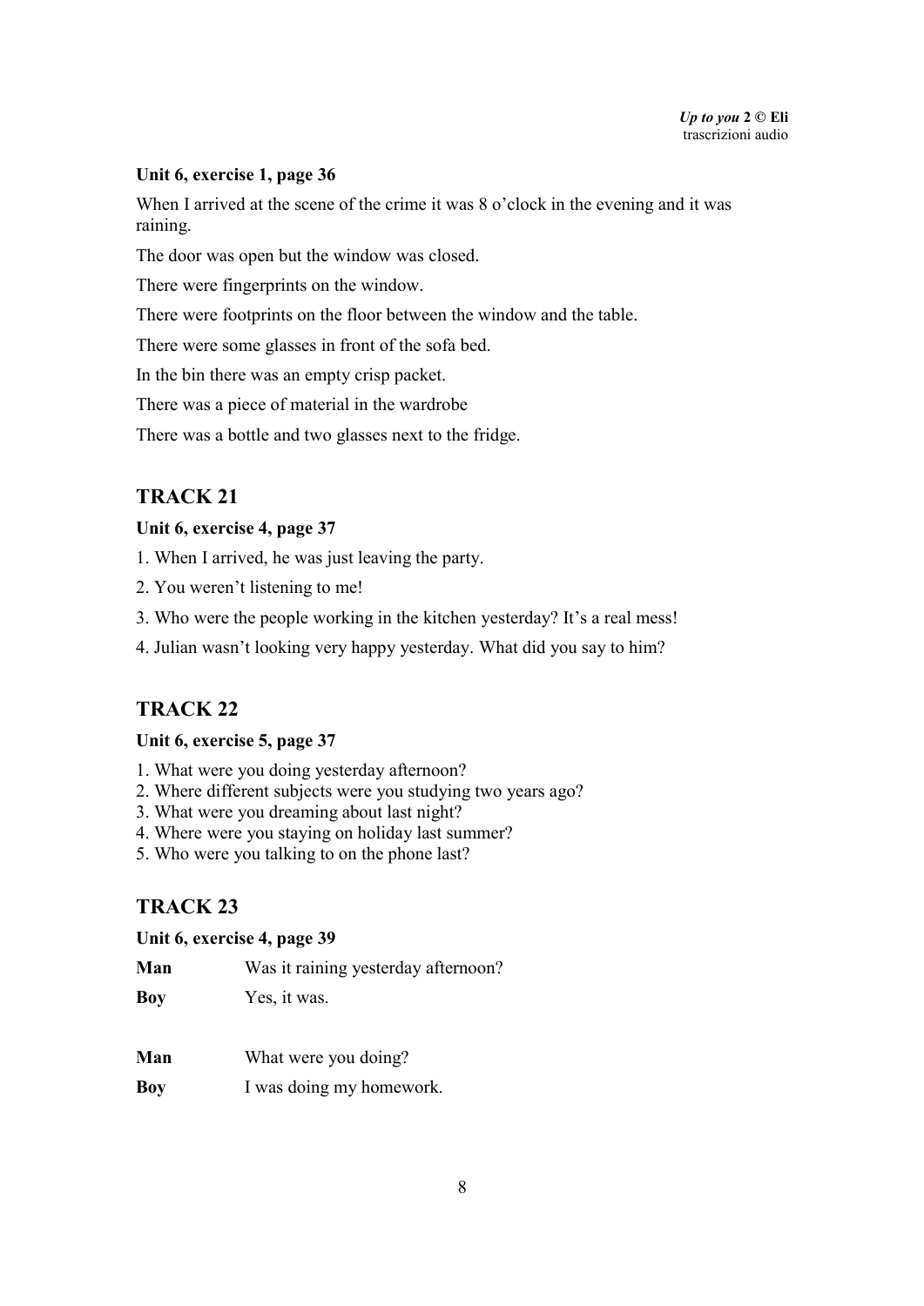#### Unit 6, exercise 1, page 36

When I arrived at the scene of the crime it was 8 o'clock in the evening and it was raining.

The door was open but the window was closed.

There were fingerprints on the window.

There were footprints on the floor between the window and the table.

There were some glasses in front of the sofa bed.

In the bin there was an empty crisp packet.

There was a piece of material in the wardrobe

There was a bottle and two glasses next to the fridge.

## TRACK 21

#### Unit 6, exercise 4, page 37

1. When I arrived, he was just leaving the party.
2. You weren't listening to me!
3. Who were the people working in the kitchen yesterday? It's a real mess!
4. Julian wasn't looking very happy yesterday. What did you say to him?

## TRACK 22

#### Unit 6, exercise 5, page 37

1. What were you doing yesterday afternoon?
2. Where different subjects were you studying two years ago?
3. What were you dreaming about last night?
4. Where were you staying on holiday last summer?
5. Who were you talking to on the phone last?

## TRACK 23

#### Unit 6, exercise 4, page 39

**Man** Was it raining yesterday afternoon?

**Boy** Yes, it was.

**Man** What were you doing?

**Boy** I was doing my homework.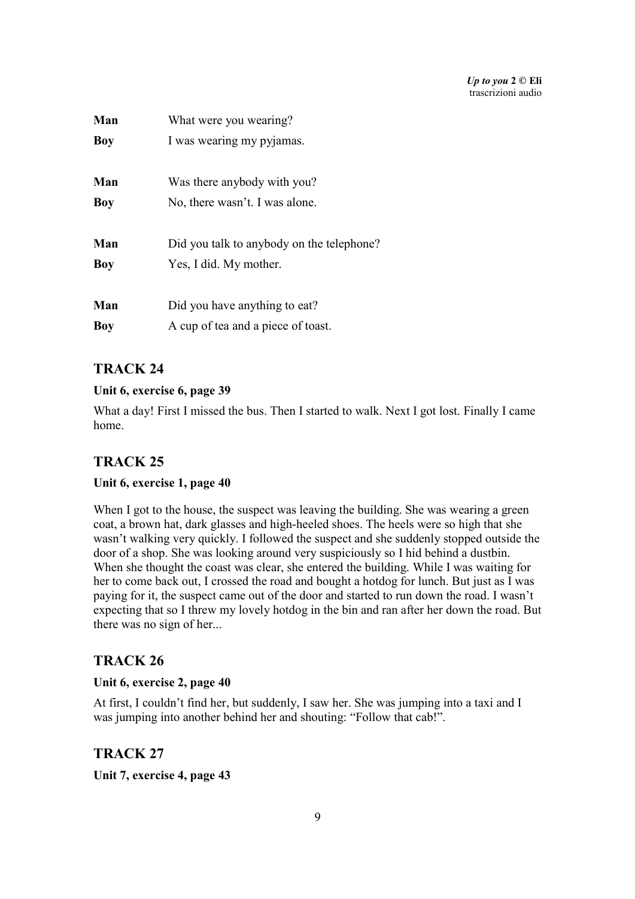**Man** What were you wearing?

**Boy** I was wearing my pyjamas.

**Man** Was there anybody with you?

**Boy** No, there wasn't. I was alone.

**Man** Did you talk to anybody on the telephone?

**Boy** Yes, I did. My mother.

**Man** Did you have anything to eat?

**Boy** A cup of tea and a piece of toast.

## TRACK 24

**Unit 6, exercise 6, page 39**

What a day! First I missed the bus. Then I started to walk. Next I got lost. Finally I came home.

## TRACK 25

**Unit 6, exercise 1, page 40**

When I got to the house, the suspect was leaving the building. She was wearing a green coat, a brown hat, dark glasses and high-heeled shoes. The heels were so high that she wasn't walking very quickly. I followed the suspect and she suddenly stopped outside the door of a shop. She was looking around very suspiciously so I hid behind a dustbin. When she thought the coast was clear, she entered the building. While I was waiting for her to come back out, I crossed the road and bought a hotdog for lunch. But just as I was paying for it, the suspect came out of the door and started to run down the road. I wasn't expecting that so I threw my lovely hotdog in the bin and ran after her down the road. But there was no sign of her...

## TRACK 26

**Unit 6, exercise 2, page 40**

At first, I couldn't find her, but suddenly, I saw her. She was jumping into a taxi and I was jumping into another behind her and shouting: "Follow that cab!".

## TRACK 27

**Unit 7, exercise 4, page 43**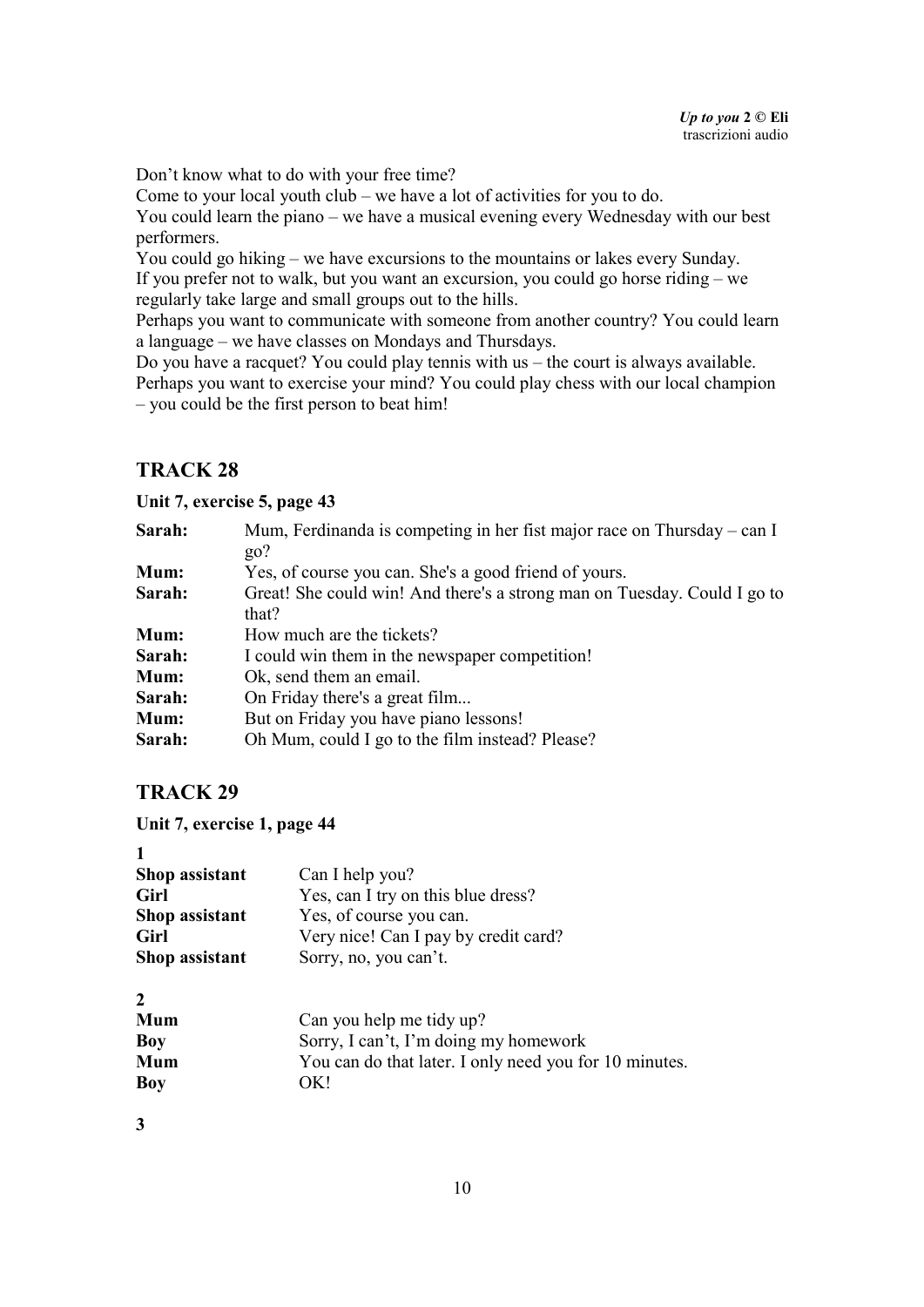Don't know what to do with your free time?

Come to your local youth club – we have a lot of activities for you to do.

You could learn the piano – we have a musical evening every Wednesday with our best performers.

You could go hiking – we have excursions to the mountains or lakes every Sunday.

If you prefer not to walk, but you want an excursion, you could go horse riding – we regularly take large and small groups out to the hills.

Perhaps you want to communicate with someone from another country? You could learn a language – we have classes on Mondays and Thursdays.

Do you have a racquet? You could play tennis with us – the court is always available.

Perhaps you want to exercise your mind? You could play chess with our local champion – you could be the first person to beat him!

## TRACK 28

**Unit 7, exercise 5, page 43**

| | |
|---|---|
| **Sarah:** | Mum, Ferdinanda is competing in her fist major race on Thursday – can I go? |
| **Mum:** | Yes, of course you can. She's a good friend of yours. |
| **Sarah:** | Great! She could win! And there's a strong man on Tuesday. Could I go to that? |
| **Mum:** | How much are the tickets? |
| **Sarah:** | I could win them in the newspaper competition! |
| **Mum:** | Ok, send them an email. |
| **Sarah:** | On Friday there's a great film... |
| **Mum:** | But on Friday you have piano lessons! |
| **Sarah:** | Oh Mum, could I go to the film instead? Please? |

## TRACK 29

**Unit 7, exercise 1, page 44**

**1**

| | |
|---|---|
| **Shop assistant** | Can I help you? |
| **Girl** | Yes, can I try on this blue dress? |
| **Shop assistant** | Yes, of course you can. |
| **Girl** | Very nice! Can I pay by credit card? |
| **Shop assistant** | Sorry, no, you can't. |

**2**

| | |
|---|---|
| **Mum** | Can you help me tidy up? |
| **Boy** | Sorry, I can't, I'm doing my homework |
| **Mum** | You can do that later. I only need you for 10 minutes. |
| **Boy** | OK! |

**3**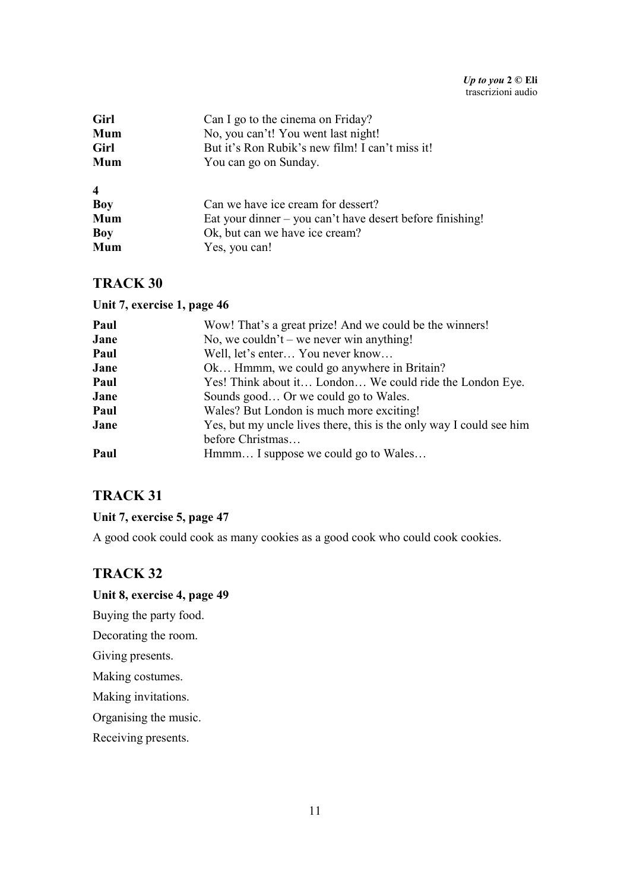| | |
|---|---|
| **Girl** | Can I go to the cinema on Friday? |
| **Mum** | No, you can't! You went last night! |
| **Girl** | But it's Ron Rubik's new film! I can't miss it! |
| **Mum** | You can go on Sunday. |

**4**

| | |
|---|---|
| **Boy** | Can we have ice cream for dessert? |
| **Mum** | Eat your dinner – you can't have desert before finishing! |
| **Boy** | Ok, but can we have ice cream? |
| **Mum** | Yes, you can! |

## TRACK 30

**Unit 7, exercise 1, page 46**

| | |
|---|---|
| **Paul** | Wow! That's a great prize! And we could be the winners! |
| **Jane** | No, we couldn't – we never win anything! |
| **Paul** | Well, let's enter… You never know… |
| **Jane** | Ok… Hmmm, we could go anywhere in Britain? |
| **Paul** | Yes! Think about it… London… We could ride the London Eye. |
| **Jane** | Sounds good… Or we could go to Wales. |
| **Paul** | Wales? But London is much more exciting! |
| **Jane** | Yes, but my uncle lives there, this is the only way I could see him before Christmas… |
| **Paul** | Hmmm… I suppose we could go to Wales… |

## TRACK 31

**Unit 7, exercise 5, page 47**

A good cook could cook as many cookies as a good cook who could cook cookies.

## TRACK 32

**Unit 8, exercise 4, page 49**

Buying the party food.

Decorating the room.

Giving presents.

Making costumes.

Making invitations.

Organising the music.

Receiving presents.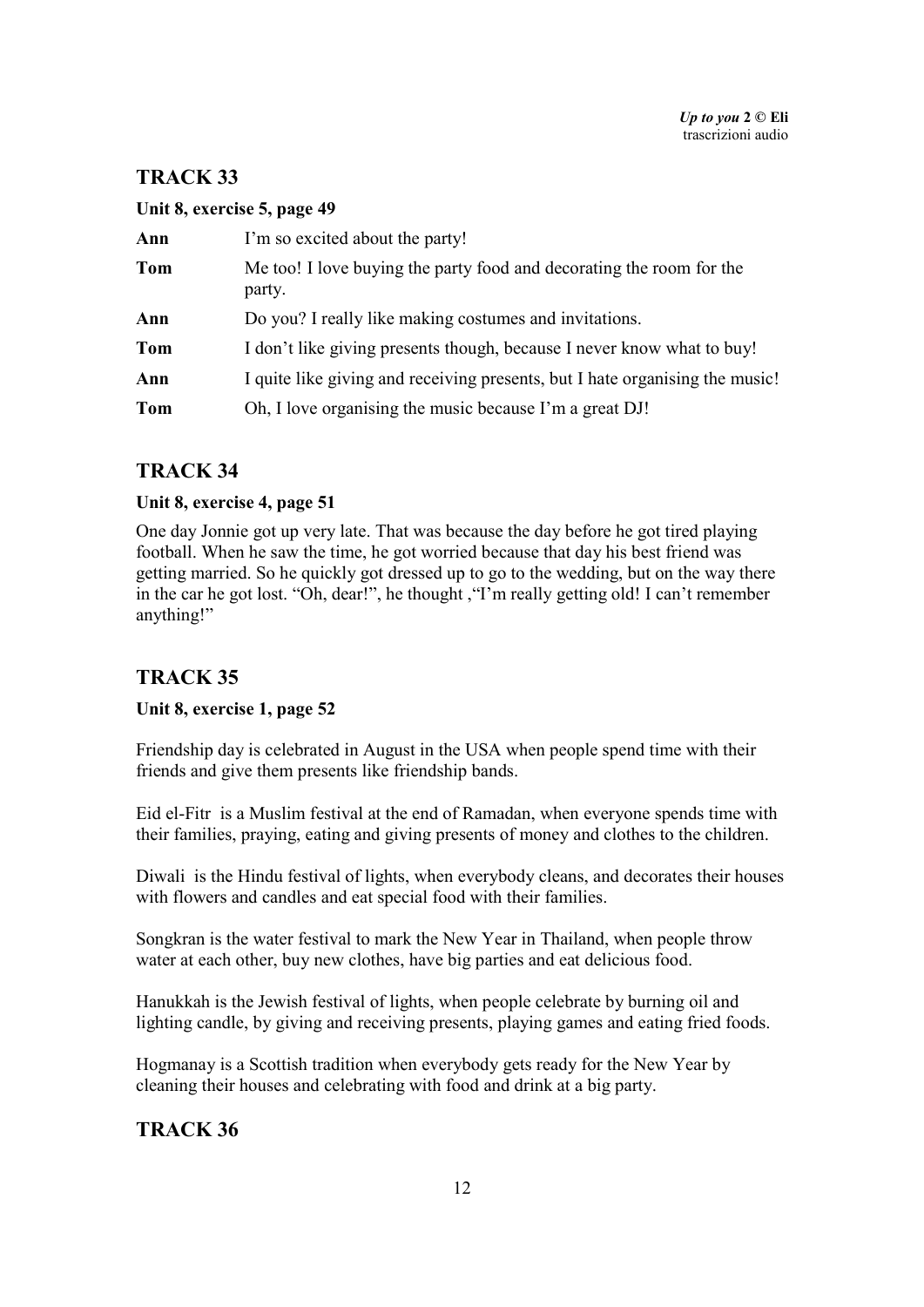## TRACK 33

**Unit 8, exercise 5, page 49**

| | |
|---|---|
| **Ann** | I'm so excited about the party! |
| **Tom** | Me too! I love buying the party food and decorating the room for the party. |
| **Ann** | Do you? I really like making costumes and invitations. |
| **Tom** | I don't like giving presents though, because I never know what to buy! |
| **Ann** | I quite like giving and receiving presents, but I hate organising the music! |
| **Tom** | Oh, I love organising the music because I'm a great DJ! |

## TRACK 34

**Unit 8, exercise 4, page 51**

One day Jonnie got up very late. That was because the day before he got tired playing football. When he saw the time, he got worried because that day his best friend was getting married. So he quickly got dressed up to go to the wedding, but on the way there in the car he got lost. "Oh, dear!", he thought ,"I'm really getting old! I can't remember anything!"

## TRACK 35

**Unit 8, exercise 1, page 52**

Friendship day is celebrated in August in the USA when people spend time with their friends and give them presents like friendship bands.

Eid el-Fitr is a Muslim festival at the end of Ramadan, when everyone spends time with their families, praying, eating and giving presents of money and clothes to the children.

Diwali is the Hindu festival of lights, when everybody cleans, and decorates their houses with flowers and candles and eat special food with their families.

Songkran is the water festival to mark the New Year in Thailand, when people throw water at each other, buy new clothes, have big parties and eat delicious food.

Hanukkah is the Jewish festival of lights, when people celebrate by burning oil and lighting candle, by giving and receiving presents, playing games and eating fried foods.

Hogmanay is a Scottish tradition when everybody gets ready for the New Year by cleaning their houses and celebrating with food and drink at a big party.

## TRACK 36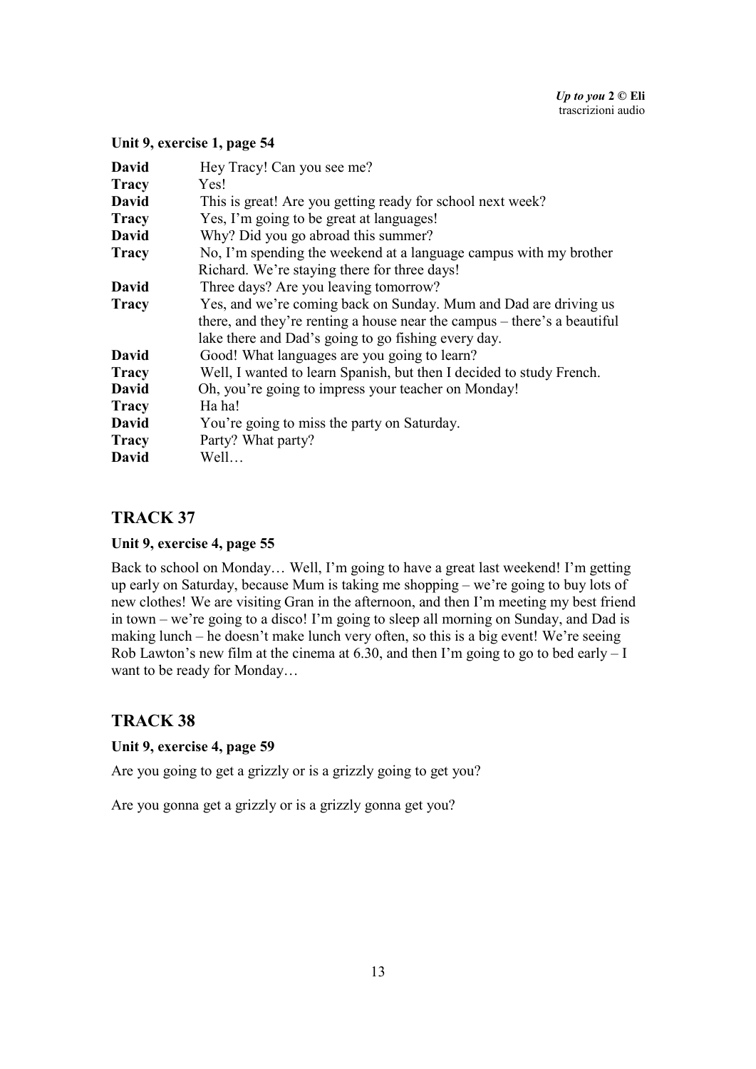### Unit 9, exercise 1, page 54

| | |
|---|---|
| **David** | Hey Tracy! Can you see me? |
| **Tracy** | Yes! |
| **David** | This is great! Are you getting ready for school next week? |
| **Tracy** | Yes, I'm going to be great at languages! |
| **David** | Why? Did you go abroad this summer? |
| **Tracy** | No, I'm spending the weekend at a language campus with my brother Richard. We're staying there for three days! |
| **David** | Three days? Are you leaving tomorrow? |
| **Tracy** | Yes, and we're coming back on Sunday. Mum and Dad are driving us there, and they're renting a house near the campus – there's a beautiful lake there and Dad's going to go fishing every day. |
| **David** | Good! What languages are you going to learn? |
| **Tracy** | Well, I wanted to learn Spanish, but then I decided to study French. |
| **David** | Oh, you're going to impress your teacher on Monday! |
| **Tracy** | Ha ha! |
| **David** | You're going to miss the party on Saturday. |
| **Tracy** | Party? What party? |
| **David** | Well… |

## TRACK 37

### Unit 9, exercise 4, page 55

Back to school on Monday… Well, I'm going to have a great last weekend! I'm getting up early on Saturday, because Mum is taking me shopping – we're going to buy lots of new clothes! We are visiting Gran in the afternoon, and then I'm meeting my best friend in town – we're going to a disco! I'm going to sleep all morning on Sunday, and Dad is making lunch – he doesn't make lunch very often, so this is a big event! We're seeing Rob Lawton's new film at the cinema at 6.30, and then I'm going to go to bed early – I want to be ready for Monday…

## TRACK 38

### Unit 9, exercise 4, page 59

Are you going to get a grizzly or is a grizzly going to get you?

Are you gonna get a grizzly or is a grizzly gonna get you?